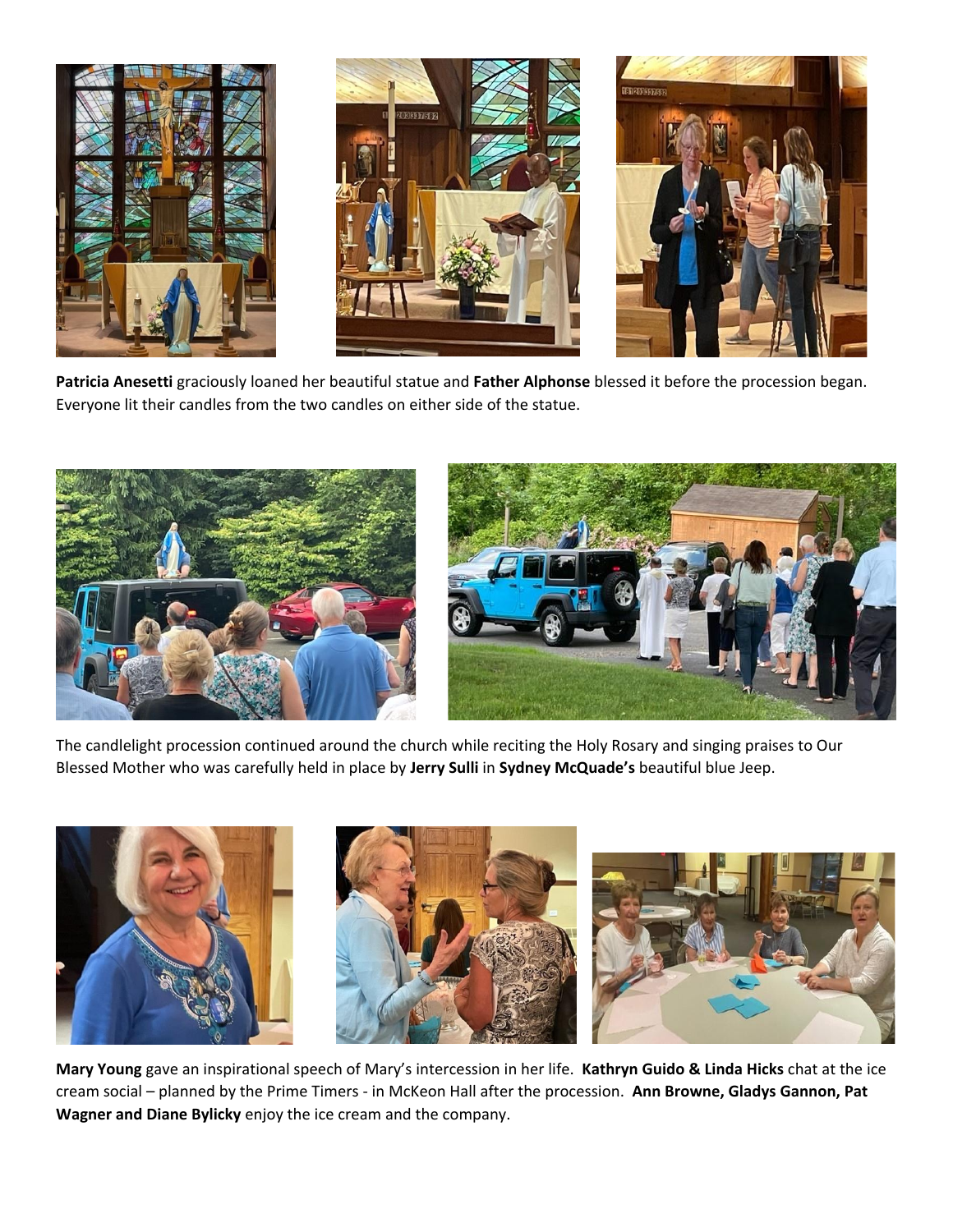**Patricia Anesetti** graciously loaned her beautiful statue and **Father Alphonse** blessed it before the procession began. Everyone lit their candles from the two candles on either side of the statue.

The candlelight procession continued around the church while reciting the Holy Rosary and singing praises to Our Blessed Mother who was carefully held in place by **Jerry Sulli** in **Sydney McQuade's** beautiful blue Jeep.

**Mary Young** gave an inspirational speech of Mary's intercession in her life. **Kathryn Guido & Linda Hicks** chat at the ice cream social – planned by the Prime Timers - in McKeon Hall after the procession. **Ann Browne, Gladys Gannon, Pat Wagner and Diane Bylicky** enjoy the ice cream and the company.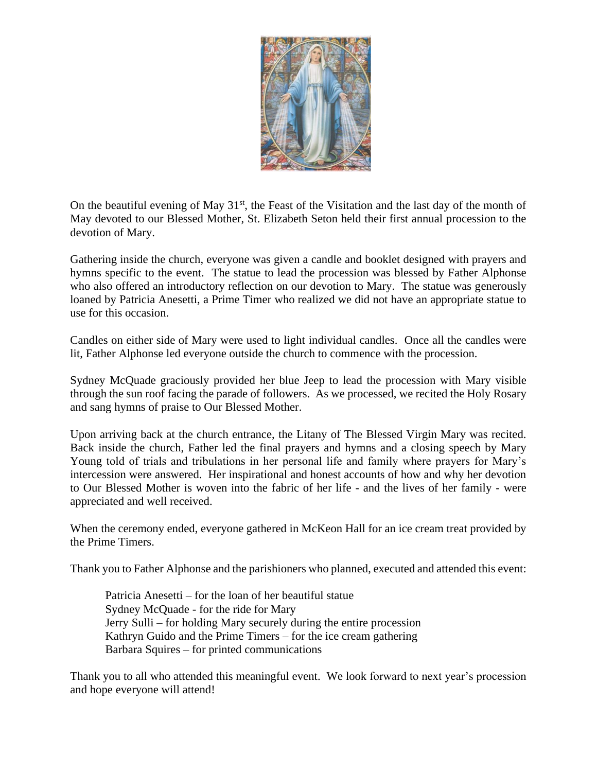On the beautiful evening of May 31st, the Feast of the Visitation and the last day of the month of May devoted to our Blessed Mother, St. Elizabeth Seton held their first annual procession to the devotion of Mary.

Gathering inside the church, everyone was given a candle and booklet designed with prayers and hymns specific to the event. The statue to lead the procession was blessed by Father Alphonse who also offered an introductory reflection on our devotion to Mary. The statue was generously loaned by Patricia Anesetti, a Prime Timer who realized we did not have an appropriate statue to use for this occasion.

Candles on either side of Mary were used to light individual candles. Once all the candles were lit, Father Alphonse led everyone outside the church to commence with the procession.

Sydney McQuade graciously provided her blue Jeep to lead the procession with Mary visible through the sun roof facing the parade of followers. As we processed, we recited the Holy Rosary and sang hymns of praise to Our Blessed Mother.

Upon arriving back at the church entrance, the Litany of The Blessed Virgin Mary was recited. Back inside the church, Father led the final prayers and hymns and a closing speech by Mary Young told of trials and tribulations in her personal life and family where prayers for Mary's intercession were answered. Her inspirational and honest accounts of how and why her devotion to Our Blessed Mother is woven into the fabric of her life - and the lives of her family - were appreciated and well received.

When the ceremony ended, everyone gathered in McKeon Hall for an ice cream treat provided by the Prime Timers.

Thank you to Father Alphonse and the parishioners who planned, executed and attended this event:

Patricia Anesetti – for the loan of her beautiful statue
Sydney McQuade - for the ride for Mary
Jerry Sulli – for holding Mary securely during the entire procession
Kathryn Guido and the Prime Timers – for the ice cream gathering
Barbara Squires – for printed communications

Thank you to all who attended this meaningful event. We look forward to next year's procession and hope everyone will attend!